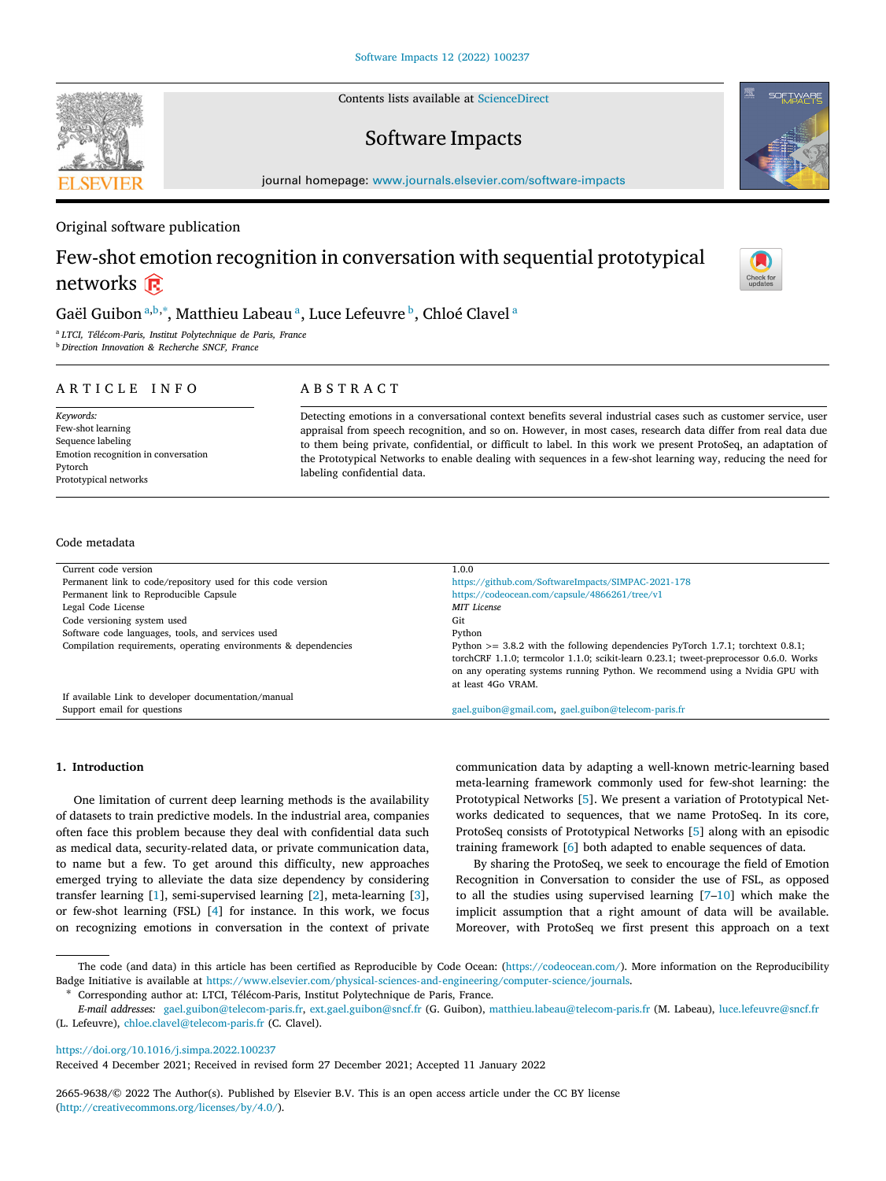Original software publication

# Few-shot emotion recognition in conversation with sequential prototypical networks

Gaël Guibon [a,b,*], Matthieu Labeau [a], Luce Lefeuvre [b], Chloé Clavel [a]

[a] LTCI, Télécom-Paris, Institut Polytechnique de Paris, France
[b] Direction Innovation & Recherche SNCF, France

## ARTICLE INFO

*Keywords:*
Few-shot learning
Sequence labeling
Emotion recognition in conversation
Pytorch
Prototypical networks

## ABSTRACT

Detecting emotions in a conversational context benefits several industrial cases such as customer service, user appraisal from speech recognition, and so on. However, in most cases, research data differ from real data due to them being private, confidential, or difficult to label. In this work we present ProtoSeq, an adaptation of the Prototypical Networks to enable dealing with sequences in a few-shot learning way, reducing the need for labeling confidential data.

## Code metadata

| | |
|---|---|
| Current code version | 1.0.0 |
| Permanent link to code/repository used for this code version | https://github.com/SoftwareImpacts/SIMPAC-2021-178 |
| Permanent link to Reproducible Capsule | https://codeocean.com/capsule/4866261/tree/v1 |
| Legal Code License | *MIT License* |
| Code versioning system used | Git |
| Software code languages, tools, and services used | Python |
| Compilation requirements, operating environments & dependencies | Python >= 3.8.2 with the following dependencies PyTorch 1.7.1; torchtext 0.8.1; torchCRF 1.1.0; termcolor 1.1.0; scikit-learn 0.23.1; tweet-preprocessor 0.6.0. Works on any operating systems running Python. We recommend using a Nvidia GPU with at least 4Go VRAM. |
| If available Link to developer documentation/manual | |
| Support email for questions | gael.guibon@gmail.com, gael.guibon@telecom-paris.fr |

## 1. Introduction

One limitation of current deep learning methods is the availability of datasets to train predictive models. In the industrial area, companies often face this problem because they deal with confidential data such as medical data, security-related data, or private communication data, to name but a few. To get around this difficulty, new approaches emerged trying to alleviate the data size dependency by considering transfer learning [1], semi-supervised learning [2], meta-learning [3], or few-shot learning (FSL) [4] for instance. In this work, we focus on recognizing emotions in conversation in the context of private communication data by adapting a well-known metric-learning based meta-learning framework commonly used for few-shot learning: the Prototypical Networks [5]. We present a variation of Prototypical Networks dedicated to sequences, that we name ProtoSeq. In its core, ProtoSeq consists of Prototypical Networks [5] along with an episodic training framework [6] both adapted to enable sequences of data.

By sharing the ProtoSeq, we seek to encourage the field of Emotion Recognition in Conversation to consider the use of FSL, as opposed to all the studies using supervised learning [7–10] which make the implicit assumption that a right amount of data will be available. Moreover, with ProtoSeq we first present this approach on a text

The code (and data) in this article has been certified as Reproducible by Code Ocean: (https://codeocean.com/). More information on the Reproducibility Badge Initiative is available at https://www.elsevier.com/physical-sciences-and-engineering/computer-science/journals.

\* Corresponding author at: LTCI, Télécom-Paris, Institut Polytechnique de Paris, France.
*E-mail addresses:* gael.guibon@telecom-paris.fr, ext.gael.guibon@sncf.fr (G. Guibon), matthieu.labeau@telecom-paris.fr (M. Labeau), luce.lefeuvre@sncf.fr (L. Lefeuvre), chloe.clavel@telecom-paris.fr (C. Clavel).

https://doi.org/10.1016/j.simpa.2022.100237
Received 4 December 2021; Received in revised form 27 December 2021; Accepted 11 January 2022

2665-9638/© 2022 The Author(s). Published by Elsevier B.V. This is an open access article under the CC BY license (http://creativecommons.org/licenses/by/4.0/).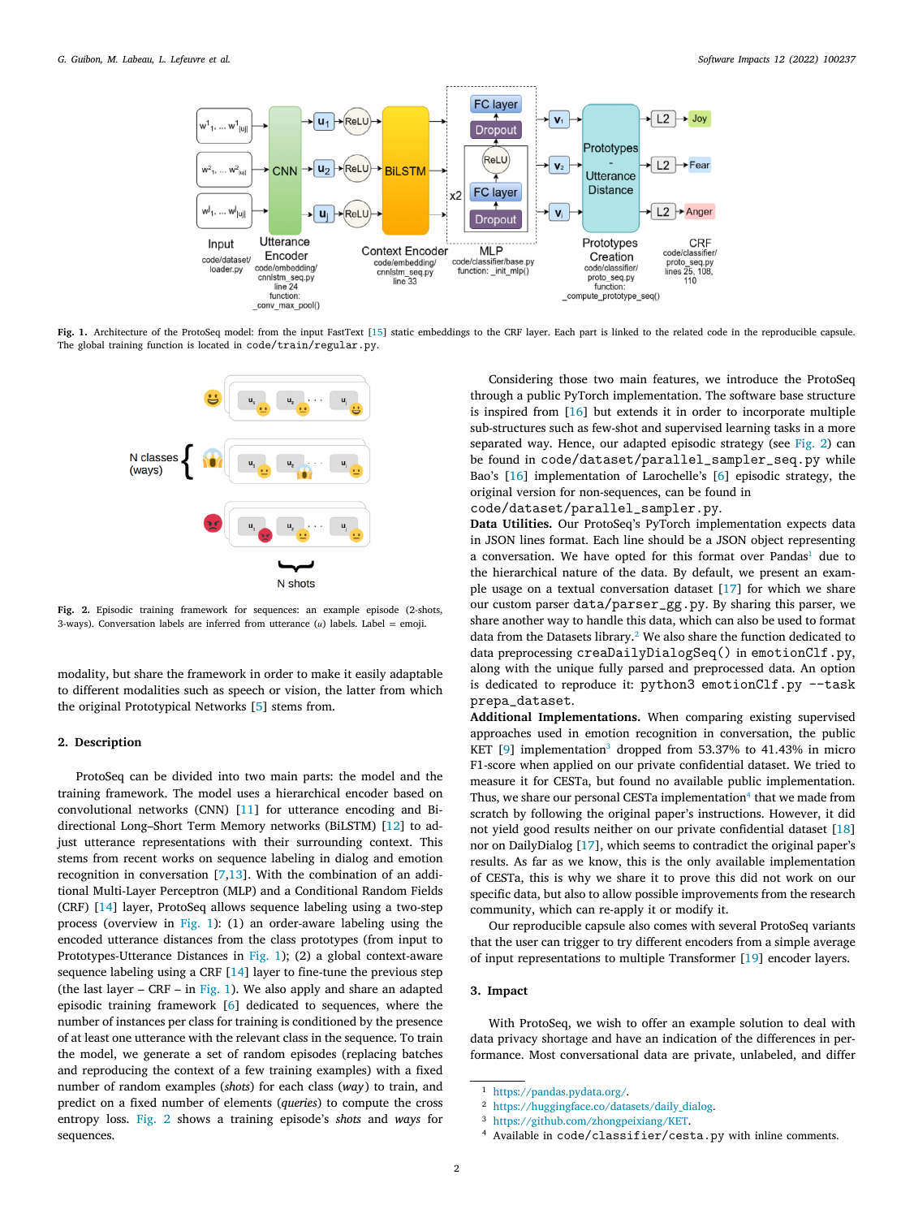**Fig. 1.** Architecture of the ProtoSeq model: from the input FastText [15] static embeddings to the CRF layer. Each part is linked to the related code in the reproducible capsule. The global training function is located in `code/train/regular.py`.

**Fig. 2.** Episodic training framework for sequences: an example episode (2-shots, 3-ways). Conversation labels are inferred from utterance ($u$) labels. Label = emoji.

modality, but share the framework in order to make it easily adaptable to different modalities such as speech or vision, the latter from which the original Prototypical Networks [5] stems from.

## 2. Description

ProtoSeq can be divided into two main parts: the model and the training framework. The model uses a hierarchical encoder based on convolutional networks (CNN) [11] for utterance encoding and Bi-directional Long–Short Term Memory networks (BiLSTM) [12] to adjust utterance representations with their surrounding context. This stems from recent works on sequence labeling in dialog and emotion recognition in conversation [7,13]. With the combination of an additional Multi-Layer Perceptron (MLP) and a Conditional Random Fields (CRF) [14] layer, ProtoSeq allows sequence labeling using a two-step process (overview in Fig. 1): (1) an order-aware labeling using the encoded utterance distances from the class prototypes (from input to Prototypes-Utterance Distances in Fig. 1); (2) a global context-aware sequence labeling using a CRF [14] layer to fine-tune the previous step (the last layer – CRF – in Fig. 1). We also apply and share an adapted episodic training framework [6] dedicated to sequences, where the number of instances per class for training is conditioned by the presence of at least one utterance with the relevant class in the sequence. To train the model, we generate a set of random episodes (replacing batches and reproducing the context of a few training examples) with a fixed number of random examples (*shots*) for each class (*way*) to train, and predict on a fixed number of elements (*queries*) to compute the cross entropy loss. Fig. 2 shows a training episode's *shots* and *ways* for sequences.

Considering those two main features, we introduce the ProtoSeq through a public PyTorch implementation. The software base structure is inspired from [16] but extends it in order to incorporate multiple sub-structures such as few-shot and supervised learning tasks in a more separated way. Hence, our adapted episodic strategy (see Fig. 2) can be found in `code/dataset/parallel_sampler_seq.py` while Bao's [16] implementation of Larochelle's [6] episodic strategy, the original version for non-sequences, can be found in `code/dataset/parallel_sampler.py`.

**Data Utilities.** Our ProtoSeq's PyTorch implementation expects data in JSON lines format. Each line should be a JSON object representing a conversation. We have opted for this format over Pandas[1] due to the hierarchical nature of the data. By default, we present an example usage on a textual conversation dataset [17] for which we share our custom parser `data/parser_gg.py`. By sharing this parser, we share another way to handle this data, which can also be used to format data from the Datasets library.[2] We also share the function dedicated to data preprocessing `creaDailyDialogSeq()` in `emotionClf.py`, along with the unique fully parsed and preprocessed data. An option is dedicated to reproduce it: `python3 emotionClf.py --task prepa_dataset`.

**Additional Implementations.** When comparing existing supervised approaches used in emotion recognition in conversation, the public KET [9] implementation[3] dropped from 53.37% to 41.43% in micro F1-score when applied on our private confidential dataset. We tried to measure it for CESTa, but found no available public implementation. Thus, we share our personal CESTa implementation[4] that we made from scratch by following the original paper's instructions. However, it did not yield good results neither on our private confidential dataset [18] nor on DailyDialog [17], which seems to contradict the original paper's results. As far as we know, this is the only available implementation of CESTa, this is why we share it to prove this did not work on our specific data, but also to allow possible improvements from the research community, which can re-apply it or modify it.

Our reproducible capsule also comes with several ProtoSeq variants that the user can trigger to try different encoders from a simple average of input representations to multiple Transformer [19] encoder layers.

## 3. Impact

With ProtoSeq, we wish to offer an example solution to deal with data privacy shortage and have an indication of the differences in performance. Most conversational data are private, unlabeled, and differ

[1] https://pandas.pydata.org/.
[2] https://huggingface.co/datasets/daily_dialog.
[3] https://github.com/zhongpeixiang/KET.
[4] Available in `code/classifier/cesta.py` with inline comments.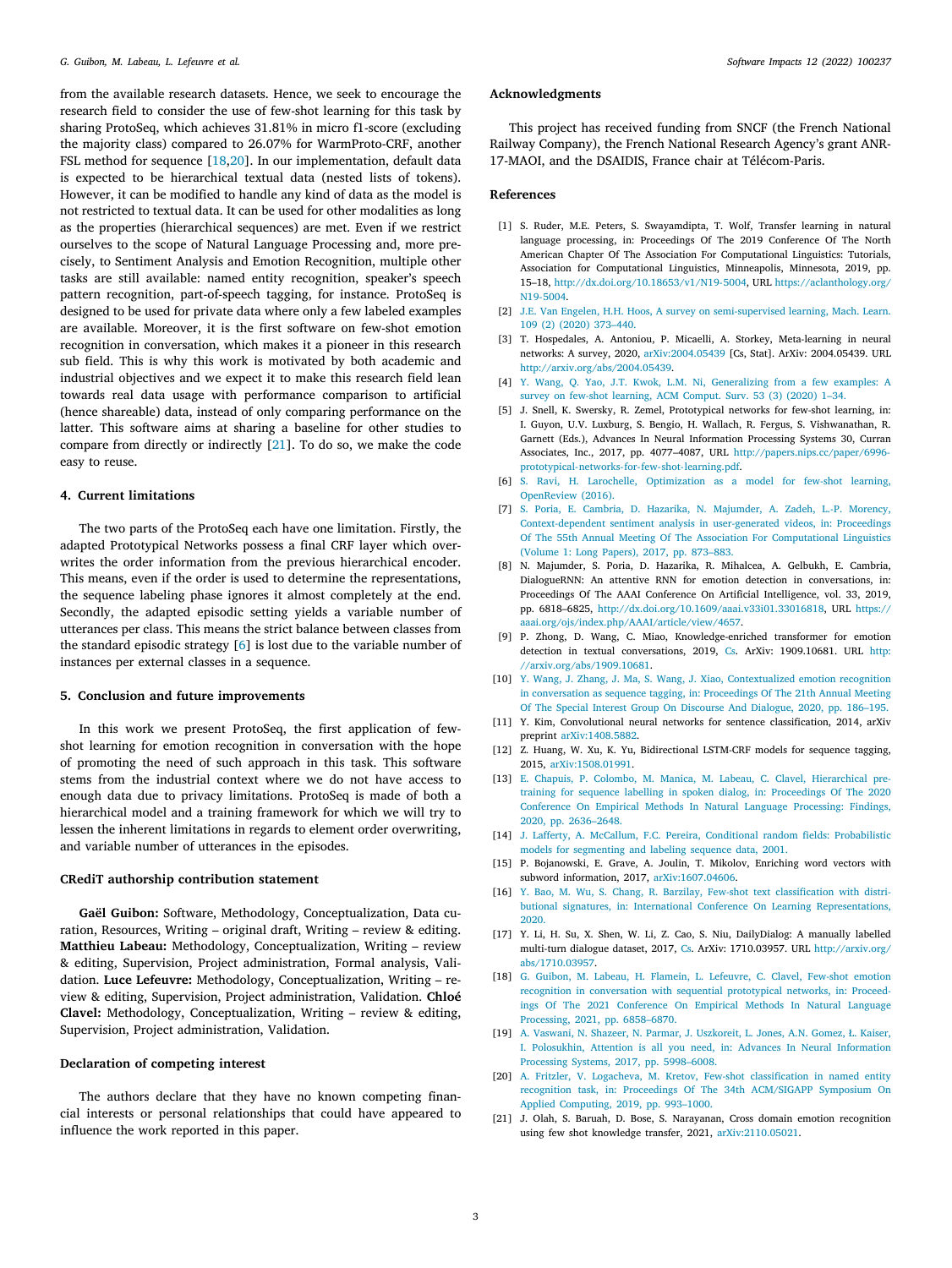from the available research datasets. Hence, we seek to encourage the research field to consider the use of few-shot learning for this task by sharing ProtoSeq, which achieves 31.81% in micro f1-score (excluding the majority class) compared to 26.07% for WarmProto-CRF, another FSL method for sequence [18,20]. In our implementation, default data is expected to be hierarchical textual data (nested lists of tokens). However, it can be modified to handle any kind of data as the model is not restricted to textual data. It can be used for other modalities as long as the properties (hierarchical sequences) are met. Even if we restrict ourselves to the scope of Natural Language Processing and, more precisely, to Sentiment Analysis and Emotion Recognition, multiple other tasks are still available: named entity recognition, speaker's speech pattern recognition, part-of-speech tagging, for instance. ProtoSeq is designed to be used for private data where only a few labeled examples are available. Moreover, it is the first software on few-shot emotion recognition in conversation, which makes it a pioneer in this research sub field. This is why this work is motivated by both academic and industrial objectives and we expect it to make this research field lean towards real data usage with performance comparison to artificial (hence shareable) data, instead of only comparing performance on the latter. This software aims at sharing a baseline for other studies to compare from directly or indirectly [21]. To do so, we make the code easy to reuse.

## 4. Current limitations

The two parts of the ProtoSeq each have one limitation. Firstly, the adapted Prototypical Networks possess a final CRF layer which overwrites the order information from the previous hierarchical encoder. This means, even if the order is used to determine the representations, the sequence labeling phase ignores it almost completely at the end. Secondly, the adapted episodic setting yields a variable number of utterances per class. This means the strict balance between classes from the standard episodic strategy [6] is lost due to the variable number of instances per external classes in a sequence.

## 5. Conclusion and future improvements

In this work we present ProtoSeq, the first application of few-shot learning for emotion recognition in conversation with the hope of promoting the need of such approach in this task. This software stems from the industrial context where we do not have access to enough data due to privacy limitations. ProtoSeq is made of both a hierarchical model and a training framework for which we will try to lessen the inherent limitations in regards to element order overwriting, and variable number of utterances in the episodes.

## CRediT authorship contribution statement

**Gaël Guibon:** Software, Methodology, Conceptualization, Data curation, Resources, Writing – original draft, Writing – review & editing. **Matthieu Labeau:** Methodology, Conceptualization, Writing – review & editing, Supervision, Project administration, Formal analysis, Validation. **Luce Lefeuvre:** Methodology, Conceptualization, Writing – review & editing, Supervision, Project administration, Validation. **Chloé Clavel:** Methodology, Conceptualization, Writing – review & editing, Supervision, Project administration, Validation.

## Declaration of competing interest

The authors declare that they have no known competing financial interests or personal relationships that could have appeared to influence the work reported in this paper.

## Acknowledgments

This project has received funding from SNCF (the French National Railway Company), the French National Research Agency's grant ANR-17-MAOI, and the DSAIDIS, France chair at Télécom-Paris.

## References

[1] S. Ruder, M.E. Peters, S. Swayamdipta, T. Wolf, Transfer learning in natural language processing, in: Proceedings Of The 2019 Conference Of The North American Chapter Of The Association For Computational Linguistics: Tutorials, Association for Computational Linguistics, Minneapolis, Minnesota, 2019, pp. 15–18, http://dx.doi.org/10.18653/v1/N19-5004, URL https://aclanthology.org/N19-5004.

[2] J.E. Van Engelen, H.H. Hoos, A survey on semi-supervised learning, Mach. Learn. 109 (2) (2020) 373–440.

[3] T. Hospedales, A. Antoniou, P. Micaelli, A. Storkey, Meta-learning in neural networks: A survey, 2020, arXiv:2004.05439 [Cs, Stat]. ArXiv: 2004.05439. URL http://arxiv.org/abs/2004.05439.

[4] Y. Wang, Q. Yao, J.T. Kwok, L.M. Ni, Generalizing from a few examples: A survey on few-shot learning, ACM Comput. Surv. 53 (3) (2020) 1–34.

[5] J. Snell, K. Swersky, R. Zemel, Prototypical networks for few-shot learning, in: I. Guyon, U.V. Luxburg, S. Bengio, H. Wallach, R. Fergus, S. Vishwanathan, R. Garnett (Eds.), Advances In Neural Information Processing Systems 30, Curran Associates, Inc., 2017, pp. 4077–4087, URL http://papers.nips.cc/paper/6996-prototypical-networks-for-few-shot-learning.pdf.

[6] S. Ravi, H. Larochelle, Optimization as a model for few-shot learning, OpenReview (2016).

[7] S. Poria, E. Cambria, D. Hazarika, N. Majumder, A. Zadeh, L.-P. Morency, Context-dependent sentiment analysis in user-generated videos, in: Proceedings Of The 55th Annual Meeting Of The Association For Computational Linguistics (Volume 1: Long Papers), 2017, pp. 873–883.

[8] N. Majumder, S. Poria, D. Hazarika, R. Mihalcea, A. Gelbukh, E. Cambria, DialogueRNN: An attentive RNN for emotion detection in conversations, in: Proceedings Of The AAAI Conference On Artificial Intelligence, vol. 33, 2019, pp. 6818–6825, http://dx.doi.org/10.1609/aaai.v33i01.33016818, URL https://aaai.org/ojs/index.php/AAAI/article/view/4657.

[9] P. Zhong, D. Wang, C. Miao, Knowledge-enriched transformer for emotion detection in textual conversations, 2019, Cs. ArXiv: 1909.10681. URL http://arxiv.org/abs/1909.10681.

[10] Y. Wang, J. Zhang, J. Ma, S. Wang, J. Xiao, Contextualized emotion recognition in conversation as sequence tagging, in: Proceedings Of The 21th Annual Meeting Of The Special Interest Group On Discourse And Dialogue, 2020, pp. 186–195.

[11] Y. Kim, Convolutional neural networks for sentence classification, 2014, arXiv preprint arXiv:1408.5882.

[12] Z. Huang, W. Xu, K. Yu, Bidirectional LSTM-CRF models for sequence tagging, 2015, arXiv:1508.01991.

[13] E. Chapuis, P. Colombo, M. Manica, M. Labeau, C. Clavel, Hierarchical pre-training for sequence labelling in spoken dialog, in: Proceedings Of The 2020 Conference On Empirical Methods In Natural Language Processing: Findings, 2020, pp. 2636–2648.

[14] J. Lafferty, A. McCallum, F.C. Pereira, Conditional random fields: Probabilistic models for segmenting and labeling sequence data, 2001.

[15] P. Bojanowski, E. Grave, A. Joulin, T. Mikolov, Enriching word vectors with subword information, 2017, arXiv:1607.04606.

[16] Y. Bao, M. Wu, S. Chang, R. Barzilay, Few-shot text classification with distributional signatures, in: International Conference On Learning Representations, 2020.

[17] Y. Li, H. Su, X. Shen, W. Li, Z. Cao, S. Niu, DailyDialog: A manually labelled multi-turn dialogue dataset, 2017, Cs. ArXiv: 1710.03957. URL http://arxiv.org/abs/1710.03957.

[18] G. Guibon, M. Labeau, H. Flamein, L. Lefeuvre, C. Clavel, Few-shot emotion recognition in conversation with sequential prototypical networks, in: Proceedings Of The 2021 Conference On Empirical Methods In Natural Language Processing, 2021, pp. 6858–6870.

[19] A. Vaswani, N. Shazeer, N. Parmar, J. Uszkoreit, L. Jones, A.N. Gomez, Ł. Kaiser, I. Polosukhin, Attention is all you need, in: Advances In Neural Information Processing Systems, 2017, pp. 5998–6008.

[20] A. Fritzler, V. Logacheva, M. Kretov, Few-shot classification in named entity recognition task, in: Proceedings Of The 34th ACM/SIGAPP Symposium On Applied Computing, 2019, pp. 993–1000.

[21] J. Olah, S. Baruah, D. Bose, S. Narayanan, Cross domain emotion recognition using few shot knowledge transfer, 2021, arXiv:2110.05021.